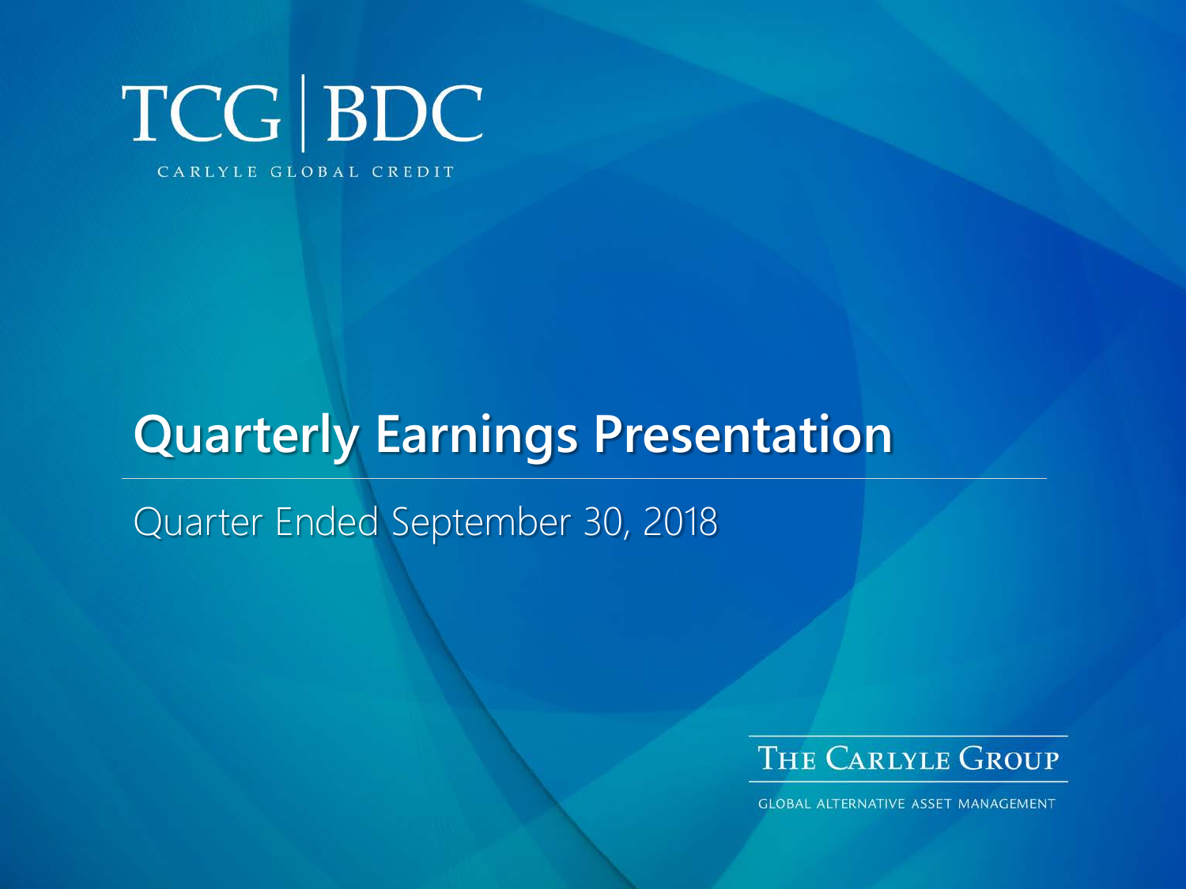TCG | BDC

CARLYLE GLOBAL CREDIT

# Quarterly Earnings Presentation

Quarter Ended September 30, 2018

THE CARLYLE GROUP

GLOBAL ALTERNATIVE ASSET MANAGEMENT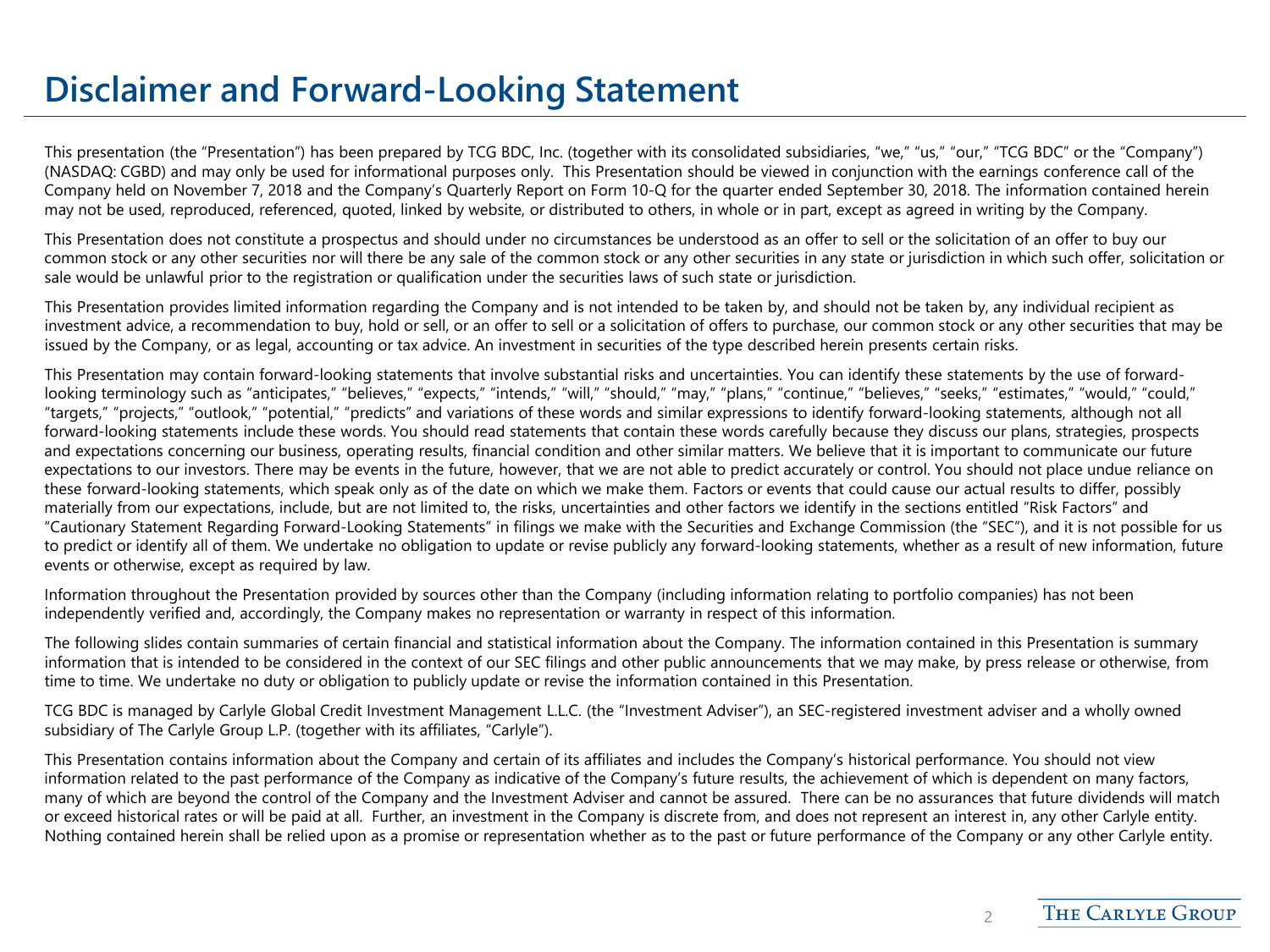# Disclaimer and Forward-Looking Statement

This presentation (the "Presentation") has been prepared by TCG BDC, Inc. (together with its consolidated subsidiaries, "we," "us," "our," "TCG BDC" or the "Company") (NASDAQ: CGBD) and may only be used for informational purposes only. This Presentation should be viewed in conjunction with the earnings conference call of the Company held on November 7, 2018 and the Company's Quarterly Report on Form 10-Q for the quarter ended September 30, 2018. The information contained herein may not be used, reproduced, referenced, quoted, linked by website, or distributed to others, in whole or in part, except as agreed in writing by the Company.

This Presentation does not constitute a prospectus and should under no circumstances be understood as an offer to sell or the solicitation of an offer to buy our common stock or any other securities nor will there be any sale of the common stock or any other securities in any state or jurisdiction in which such offer, solicitation or sale would be unlawful prior to the registration or qualification under the securities laws of such state or jurisdiction.

This Presentation provides limited information regarding the Company and is not intended to be taken by, and should not be taken by, any individual recipient as investment advice, a recommendation to buy, hold or sell, or an offer to sell or a solicitation of offers to purchase, our common stock or any other securities that may be issued by the Company, or as legal, accounting or tax advice. An investment in securities of the type described herein presents certain risks.

This Presentation may contain forward-looking statements that involve substantial risks and uncertainties. You can identify these statements by the use of forward-looking terminology such as "anticipates," "believes," "expects," "intends," "will," "should," "may," "plans," "continue," "believes," "seeks," "estimates," "would," "could," "targets," "projects," "outlook," "potential," "predicts" and variations of these words and similar expressions to identify forward-looking statements, although not all forward-looking statements include these words. You should read statements that contain these words carefully because they discuss our plans, strategies, prospects and expectations concerning our business, operating results, financial condition and other similar matters. We believe that it is important to communicate our future expectations to our investors. There may be events in the future, however, that we are not able to predict accurately or control. You should not place undue reliance on these forward-looking statements, which speak only as of the date on which we make them. Factors or events that could cause our actual results to differ, possibly materially from our expectations, include, but are not limited to, the risks, uncertainties and other factors we identify in the sections entitled "Risk Factors" and "Cautionary Statement Regarding Forward-Looking Statements" in filings we make with the Securities and Exchange Commission (the "SEC"), and it is not possible for us to predict or identify all of them. We undertake no obligation to update or revise publicly any forward-looking statements, whether as a result of new information, future events or otherwise, except as required by law.

Information throughout the Presentation provided by sources other than the Company (including information relating to portfolio companies) has not been independently verified and, accordingly, the Company makes no representation or warranty in respect of this information.

The following slides contain summaries of certain financial and statistical information about the Company. The information contained in this Presentation is summary information that is intended to be considered in the context of our SEC filings and other public announcements that we may make, by press release or otherwise, from time to time. We undertake no duty or obligation to publicly update or revise the information contained in this Presentation.

TCG BDC is managed by Carlyle Global Credit Investment Management L.L.C. (the "Investment Adviser"), an SEC-registered investment adviser and a wholly owned subsidiary of The Carlyle Group L.P. (together with its affiliates, "Carlyle").

This Presentation contains information about the Company and certain of its affiliates and includes the Company's historical performance. You should not view information related to the past performance of the Company as indicative of the Company's future results, the achievement of which is dependent on many factors, many of which are beyond the control of the Company and the Investment Adviser and cannot be assured. There can be no assurances that future dividends will match or exceed historical rates or will be paid at all. Further, an investment in the Company is discrete from, and does not represent an interest in, any other Carlyle entity. Nothing contained herein shall be relied upon as a promise or representation whether as to the past or future performance of the Company or any other Carlyle entity.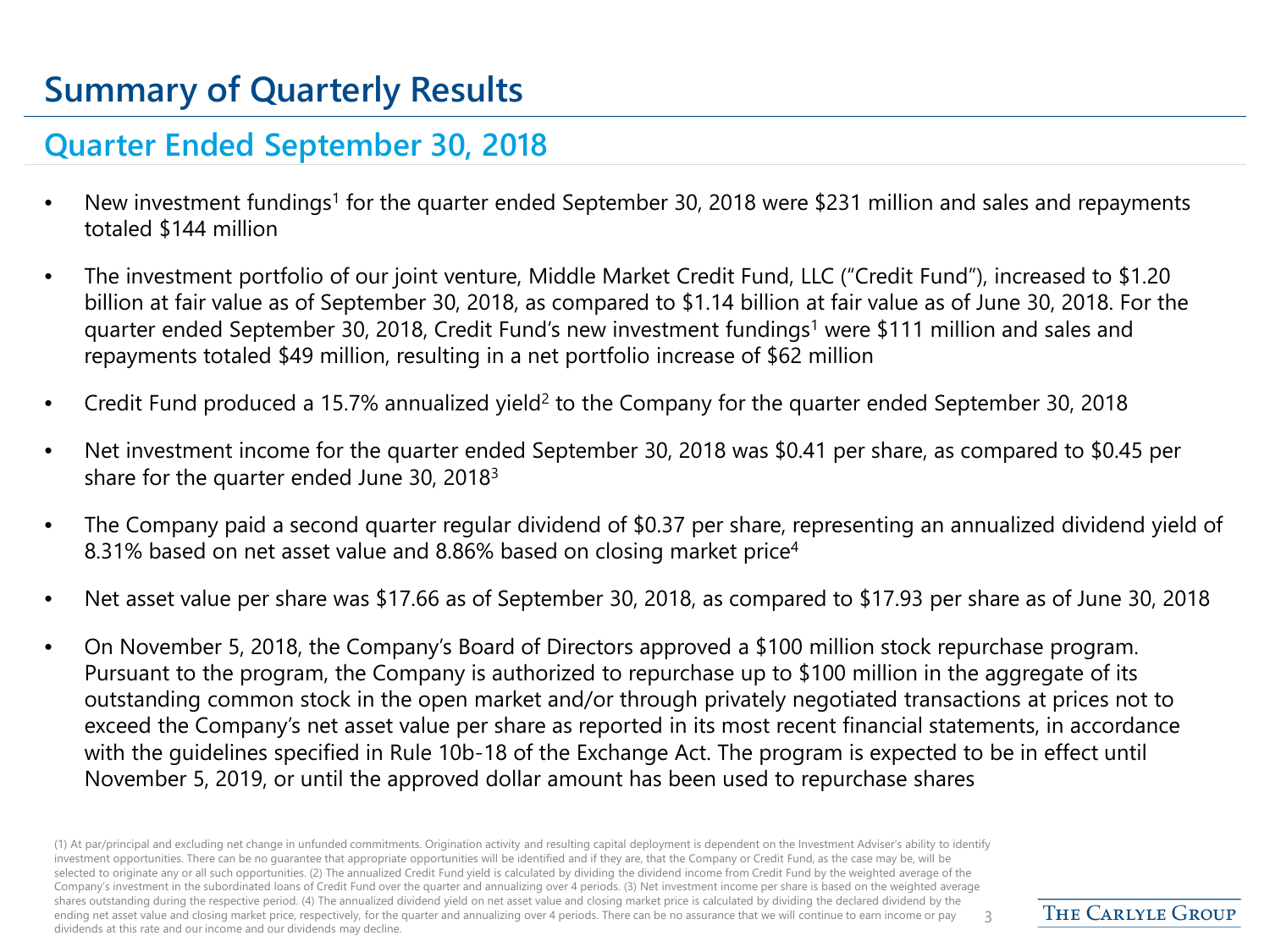# Summary of Quarterly Results

## Quarter Ended September 30, 2018

- New investment fundings[1] for the quarter ended September 30, 2018 were $231 million and sales and repayments totaled $144 million
- The investment portfolio of our joint venture, Middle Market Credit Fund, LLC ("Credit Fund"), increased to $1.20 billion at fair value as of September 30, 2018, as compared to $1.14 billion at fair value as of June 30, 2018. For the quarter ended September 30, 2018, Credit Fund's new investment fundings[1] were $111 million and sales and repayments totaled $49 million, resulting in a net portfolio increase of $62 million
- Credit Fund produced a 15.7% annualized yield[2] to the Company for the quarter ended September 30, 2018
- Net investment income for the quarter ended September 30, 2018 was $0.41 per share, as compared to $0.45 per share for the quarter ended June 30, 2018[3]
- The Company paid a second quarter regular dividend of $0.37 per share, representing an annualized dividend yield of 8.31% based on net asset value and 8.86% based on closing market price[4]
- Net asset value per share was $17.66 as of September 30, 2018, as compared to $17.93 per share as of June 30, 2018
- On November 5, 2018, the Company's Board of Directors approved a $100 million stock repurchase program. Pursuant to the program, the Company is authorized to repurchase up to $100 million in the aggregate of its outstanding common stock in the open market and/or through privately negotiated transactions at prices not to exceed the Company's net asset value per share as reported in its most recent financial statements, in accordance with the guidelines specified in Rule 10b-18 of the Exchange Act. The program is expected to be in effect until November 5, 2019, or until the approved dollar amount has been used to repurchase shares

(1) At par/principal and excluding net change in unfunded commitments. Origination activity and resulting capital deployment is dependent on the Investment Adviser's ability to identify investment opportunities. There can be no guarantee that appropriate opportunities will be identified and if they are, that the Company or Credit Fund, as the case may be, will be selected to originate any or all such opportunities. (2) The annualized Credit Fund yield is calculated by dividing the dividend income from Credit Fund by the weighted average of the Company's investment in the subordinated loans of Credit Fund over the quarter and annualizing over 4 periods. (3) Net investment income per share is based on the weighted average shares outstanding during the respective period. (4) The annualized dividend yield on net asset value and closing market price is calculated by dividing the declared dividend by the ending net asset value and closing market price, respectively, for the quarter and annualizing over 4 periods. There can be no assurance that we will continue to earn income or pay dividends at this rate and our income and our dividends may decline.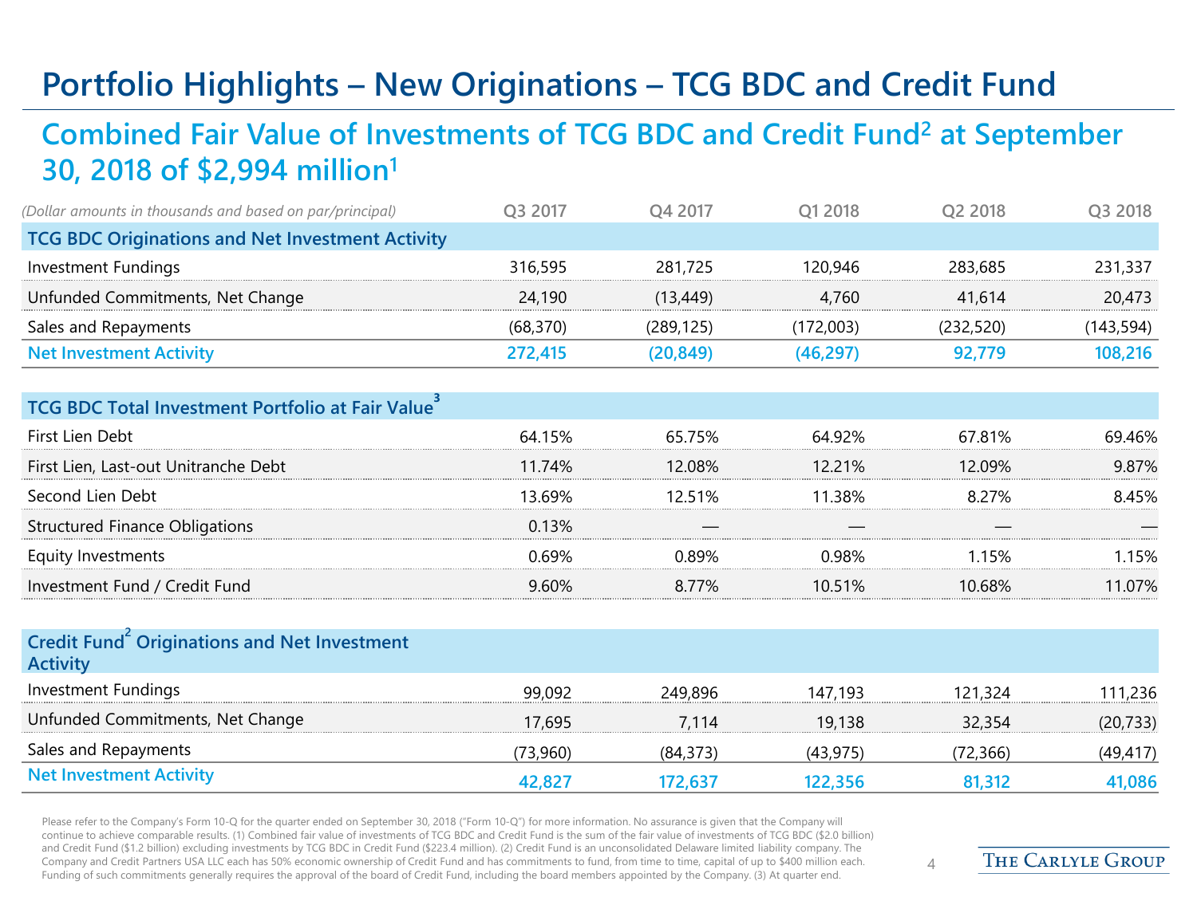# Portfolio Highlights – New Originations – TCG BDC and Credit Fund

## Combined Fair Value of Investments of TCG BDC and Credit Fund[2] at September 30, 2018 of $2,994 million[1]

| *(Dollar amounts in thousands and based on par/principal)* | Q3 2017 | Q4 2017 | Q1 2018 | Q2 2018 | Q3 2018 |
|---|---|---|---|---|---|
| **TCG BDC Originations and Net Investment Activity** | | | | | |
| Investment Fundings | 316,595 | 281,725 | 120,946 | 283,685 | 231,337 |
| Unfunded Commitments, Net Change | 24,190 | (13,449) | 4,760 | 41,614 | 20,473 |
| Sales and Repayments | (68,370) | (289,125) | (172,003) | (232,520) | (143,594) |
| **Net Investment Activity** | **272,415** | **(20,849)** | **(46,297)** | **92,779** | **108,216** |
| **TCG BDC Total Investment Portfolio at Fair Value[3]** | | | | | |
| First Lien Debt | 64.15% | 65.75% | 64.92% | 67.81% | 69.46% |
| First Lien, Last-out Unitranche Debt | 11.74% | 12.08% | 12.21% | 12.09% | 9.87% |
| Second Lien Debt | 13.69% | 12.51% | 11.38% | 8.27% | 8.45% |
| Structured Finance Obligations | 0.13% | — | — | — | — |
| Equity Investments | 0.69% | 0.89% | 0.98% | 1.15% | 1.15% |
| Investment Fund / Credit Fund | 9.60% | 8.77% | 10.51% | 10.68% | 11.07% |
| **Credit Fund[2] Originations and Net Investment Activity** | | | | | |
| Investment Fundings | 99,092 | 249,896 | 147,193 | 121,324 | 111,236 |
| Unfunded Commitments, Net Change | 17,695 | 7,114 | 19,138 | 32,354 | (20,733) |
| Sales and Repayments | (73,960) | (84,373) | (43,975) | (72,366) | (49,417) |
| **Net Investment Activity** | **42,827** | **172,637** | **122,356** | **81,312** | **41,086** |

Please refer to the Company's Form 10-Q for the quarter ended on September 30, 2018 ("Form 10-Q") for more information. No assurance is given that the Company will continue to achieve comparable results. (1) Combined fair value of investments of TCG BDC and Credit Fund is the sum of the fair value of investments of TCG BDC ($2.0 billion) and Credit Fund ($1.2 billion) excluding investments by TCG BDC in Credit Fund ($223.4 million). (2) Credit Fund is an unconsolidated Delaware limited liability company. The Company and Credit Partners USA LLC each has 50% economic ownership of Credit Fund and has commitments to fund, from time to time, capital of up to $400 million each. Funding of such commitments generally requires the approval of the board of Credit Fund, including the board members appointed by the Company. (3) At quarter end.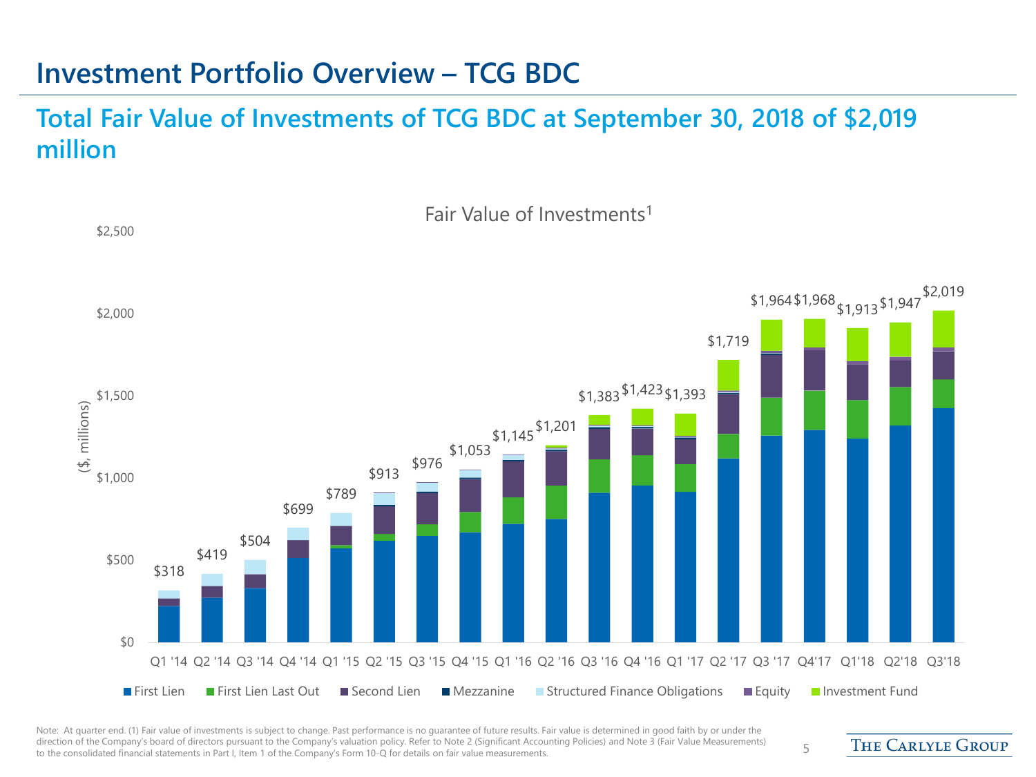# Investment Portfolio Overview – TCG BDC

## Total Fair Value of Investments of TCG BDC at September 30, 2018 of $2,019 million

Fair Value of Investments[1]

($, millions)

| Quarter | Total Fair Value |
|---|---|
| Q1 '14 | $318 |
| Q2 '14 | $419 |
| Q3 '14 | $504 |
| Q4 '14 | $699 |
| Q1 '15 | $789 |
| Q2 '15 | $913 |
| Q3 '15 | $976 |
| Q4 '15 | $1,053 |
| Q1 '16 | $1,145 |
| Q2 '16 | $1,201 |
| Q3 '16 | $1,383 |
| Q4 '16 | $1,423 |
| Q1 '17 | $1,393 |
| Q2 '17 | $1,719 |
| Q3 '17 | $1,964 |
| Q4'17 | $1,968 |
| Q1'18 | $1,913 |
| Q2'18 | $1,947 |
| Q3'18 | $2,019 |

Legend: First Lien, First Lien Last Out, Second Lien, Mezzanine, Structured Finance Obligations, Equity, Investment Fund

Note: At quarter end. (1) Fair value of investments is subject to change. Past performance is no guarantee of future results. Fair value is determined in good faith by or under the direction of the Company's board of directors pursuant to the Company's valuation policy. Refer to Note 2 (Significant Accounting Policies) and Note 3 (Fair Value Measurements) to the consolidated financial statements in Part I, Item 1 of the Company's Form 10-Q for details on fair value measurements.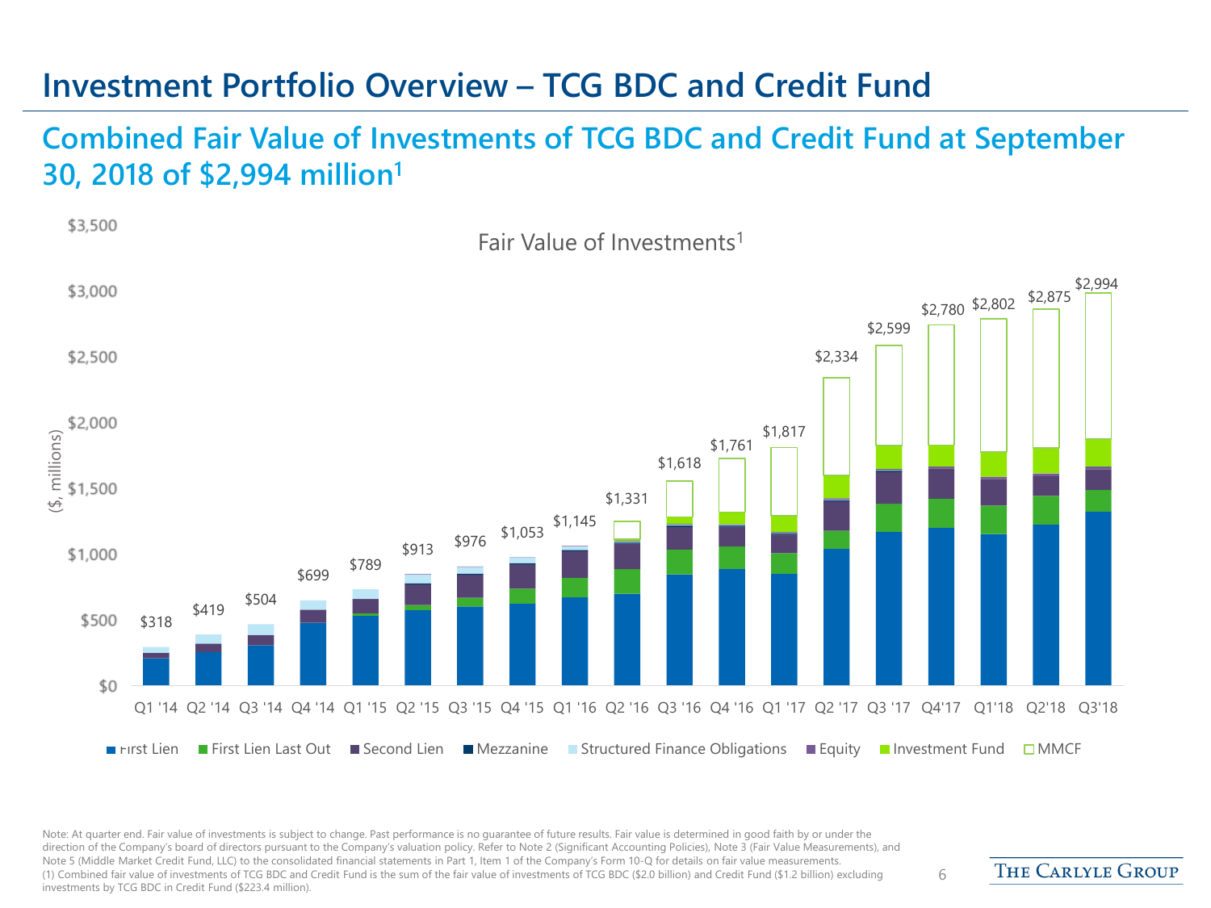# Investment Portfolio Overview – TCG BDC and Credit Fund

## Combined Fair Value of Investments of TCG BDC and Credit Fund at September 30, 2018 of $2,994 million[1]

**Fair Value of Investments[1]**

($, millions)

| Quarter | Total Fair Value |
|---|---|
| Q1 '14 | $318 |
| Q2 '14 | $419 |
| Q3 '14 | $504 |
| Q4 '14 | $699 |
| Q1 '15 | $789 |
| Q2 '15 | $913 |
| Q3 '15 | $976 |
| Q4 '15 | $1,053 |
| Q1 '16 | $1,145 |
| Q2 '16 | $1,331 |
| Q3 '16 | $1,618 |
| Q4 '16 | $1,761 |
| Q1 '17 | $1,817 |
| Q2 '17 | $2,334 |
| Q3 '17 | $2,599 |
| Q4'17 | $2,780 |
| Q1'18 | $2,802 |
| Q2'18 | $2,875 |
| Q3'18 | $2,994 |

Legend: First Lien, First Lien Last Out, Second Lien, Mezzanine, Structured Finance Obligations, Equity, Investment Fund, MMCF

Note: At quarter end. Fair value of investments is subject to change. Past performance is no guarantee of future results. Fair value is determined in good faith by or under the direction of the Company's board of directors pursuant to the Company's valuation policy. Refer to Note 2 (Significant Accounting Policies), Note 3 (Fair Value Measurements), and Note 5 (Middle Market Credit Fund, LLC) to the consolidated financial statements in Part 1, Item 1 of the Company's Form 10-Q for details on fair value measurements.

(1) Combined fair value of investments of TCG BDC and Credit Fund is the sum of the fair value of investments of TCG BDC ($2.0 billion) and Credit Fund ($1.2 billion) excluding investments by TCG BDC in Credit Fund ($223.4 million).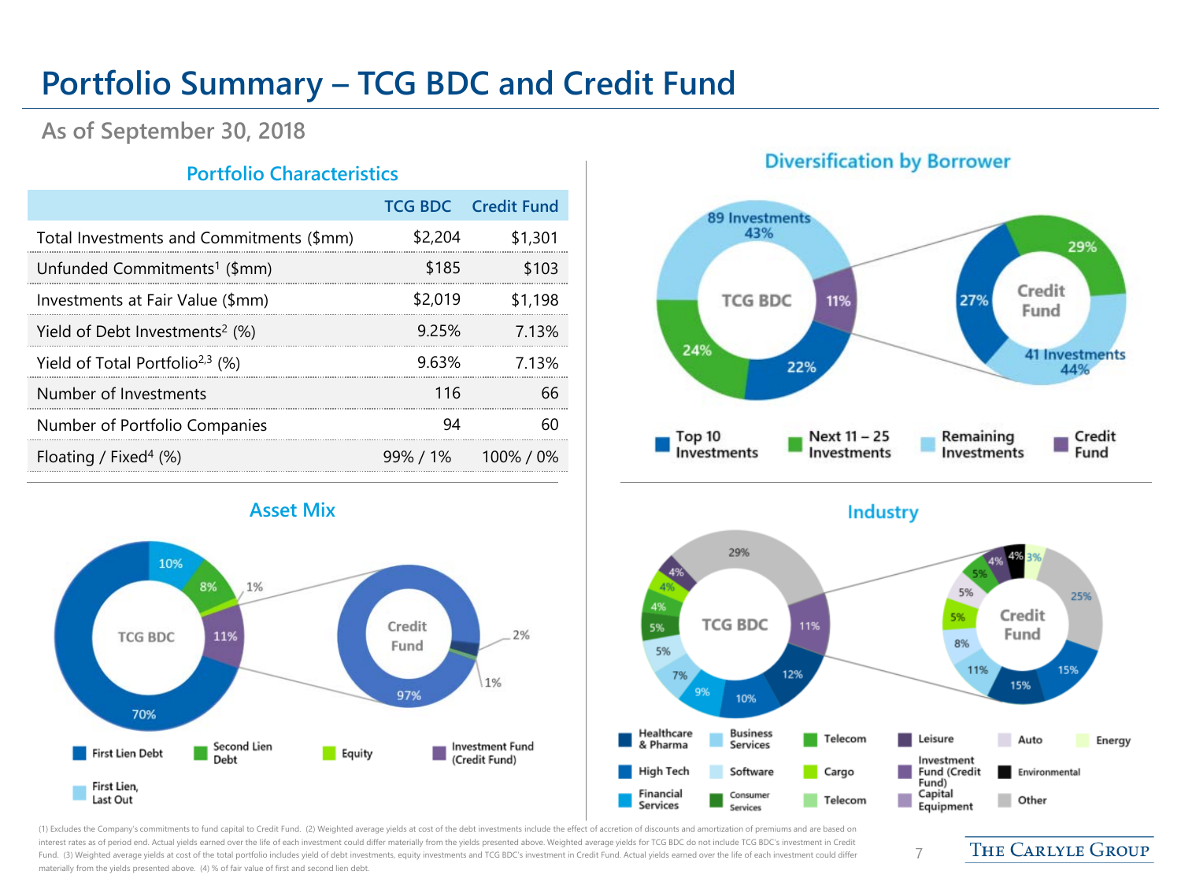# Portfolio Summary – TCG BDC and Credit Fund

## As of September 30, 2018

### Portfolio Characteristics

| | TCG BDC | Credit Fund |
|---|---|---|
| Total Investments and Commitments ($mm) | $2,204 | $1,301 |
| Unfunded Commitments[1] ($mm) | $185 | $103 |
| Investments at Fair Value ($mm) | $2,019 | $1,198 |
| Yield of Debt Investments[2] (%) | 9.25% | 7.13% |
| Yield of Total Portfolio[2,3] (%) | 9.63% | 7.13% |
| Number of Investments | 116 | 66 |
| Number of Portfolio Companies | 94 | 60 |
| Floating / Fixed[4] (%) | 99% / 1% | 100% / 0% |

### Diversification by Borrower

TCG BDC: 89 Investments 43%; 24%; 22%; 11%

Credit Fund: 29%; 27%; 41 Investments 44%

Top 10 Investments | Next 11 – 25 Investments | Remaining Investments | Credit Fund

### Asset Mix

TCG BDC: 70%; 10%; 8%; 1%; 11%

Credit Fund: 97%; 2%; 1%

First Lien Debt | Second Lien Debt | Equity | Investment Fund (Credit Fund) | First Lien, Last Out

### Industry

TCG BDC: 29%; 11%; 12%; 10%; 9%; 7%; 5%; 5%; 4%; 4%; 4%

Credit Fund: 25%; 15%; 15%; 11%; 8%; 5%; 5%; 5%; 4%; 4%; 3%

Healthcare & Pharma | Business Services | Telecom | Leisure | Auto | Energy | High Tech | Software | Cargo | Investment Fund (Credit Fund) | Environmental | Financial Services | Consumer Services | Telecom | Capital Equipment | Other

(1) Excludes the Company's commitments to fund capital to Credit Fund. (2) Weighted average yields at cost of the debt investments include the effect of accretion of discounts and amortization of premiums and are based on interest rates as of period end. Actual yields earned over the life of each investment could differ materially from the yields presented above. Weighted average yields for TCG BDC do not include TCG BDC's investment in Credit Fund. (3) Weighted average yields at cost of the total portfolio includes yield of debt investments, equity investments and TCG BDC's investment in Credit Fund. Actual yields earned over the life of each investment could differ materially from the yields presented above. (4) % of fair value of first and second lien debt.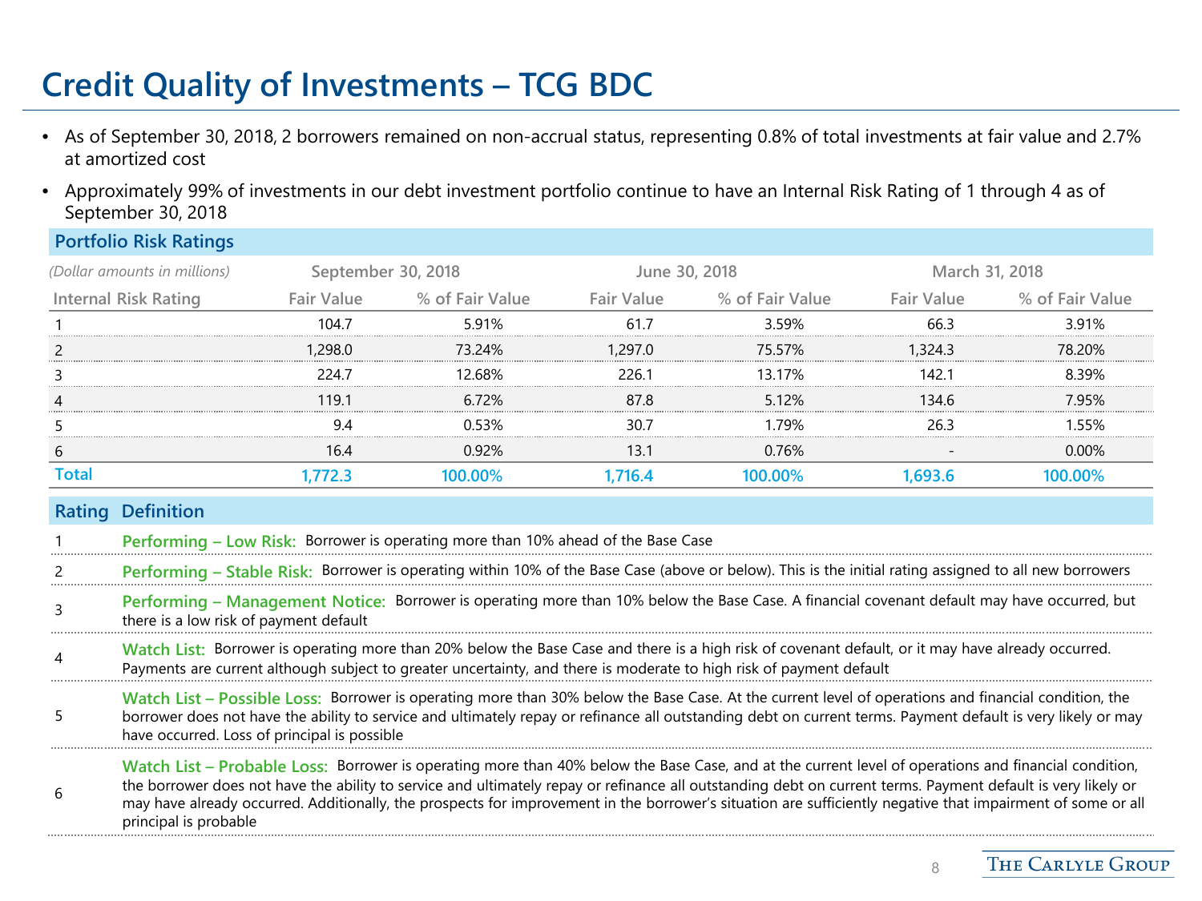# Credit Quality of Investments – TCG BDC

- As of September 30, 2018, 2 borrowers remained on non-accrual status, representing 0.8% of total investments at fair value and 2.7% at amortized cost
- Approximately 99% of investments in our debt investment portfolio continue to have an Internal Risk Rating of 1 through 4 as of September 30, 2018

## Portfolio Risk Ratings

| *(Dollar amounts in millions)* | September 30, 2018 | | June 30, 2018 | | March 31, 2018 | |
|---|---|---|---|---|---|---|
| Internal Risk Rating | Fair Value | % of Fair Value | Fair Value | % of Fair Value | Fair Value | % of Fair Value |
| 1 | 104.7 | 5.91% | 61.7 | 3.59% | 66.3 | 3.91% |
| 2 | 1,298.0 | 73.24% | 1,297.0 | 75.57% | 1,324.3 | 78.20% |
| 3 | 224.7 | 12.68% | 226.1 | 13.17% | 142.1 | 8.39% |
| 4 | 119.1 | 6.72% | 87.8 | 5.12% | 134.6 | 7.95% |
| 5 | 9.4 | 0.53% | 30.7 | 1.79% | 26.3 | 1.55% |
| 6 | 16.4 | 0.92% | 13.1 | 0.76% | - | 0.00% |
| **Total** | **1,772.3** | **100.00%** | **1,716.4** | **100.00%** | **1,693.6** | **100.00%** |

| Rating | Definition |
|---|---|
| 1 | **Performing – Low Risk:** Borrower is operating more than 10% ahead of the Base Case |
| 2 | **Performing – Stable Risk:** Borrower is operating within 10% of the Base Case (above or below). This is the initial rating assigned to all new borrowers |
| 3 | **Performing – Management Notice:** Borrower is operating more than 10% below the Base Case. A financial covenant default may have occurred, but there is a low risk of payment default |
| 4 | **Watch List:** Borrower is operating more than 20% below the Base Case and there is a high risk of covenant default, or it may have already occurred. Payments are current although subject to greater uncertainty, and there is moderate to high risk of payment default |
| 5 | **Watch List – Possible Loss:** Borrower is operating more than 30% below the Base Case. At the current level of operations and financial condition, the borrower does not have the ability to service and ultimately repay or refinance all outstanding debt on current terms. Payment default is very likely or may have occurred. Loss of principal is possible |
| 6 | **Watch List – Probable Loss:** Borrower is operating more than 40% below the Base Case, and at the current level of operations and financial condition, the borrower does not have the ability to service and ultimately repay or refinance all outstanding debt on current terms. Payment default is very likely or may have already occurred. Additionally, the prospects for improvement in the borrower's situation are sufficiently negative that impairment of some or all principal is probable |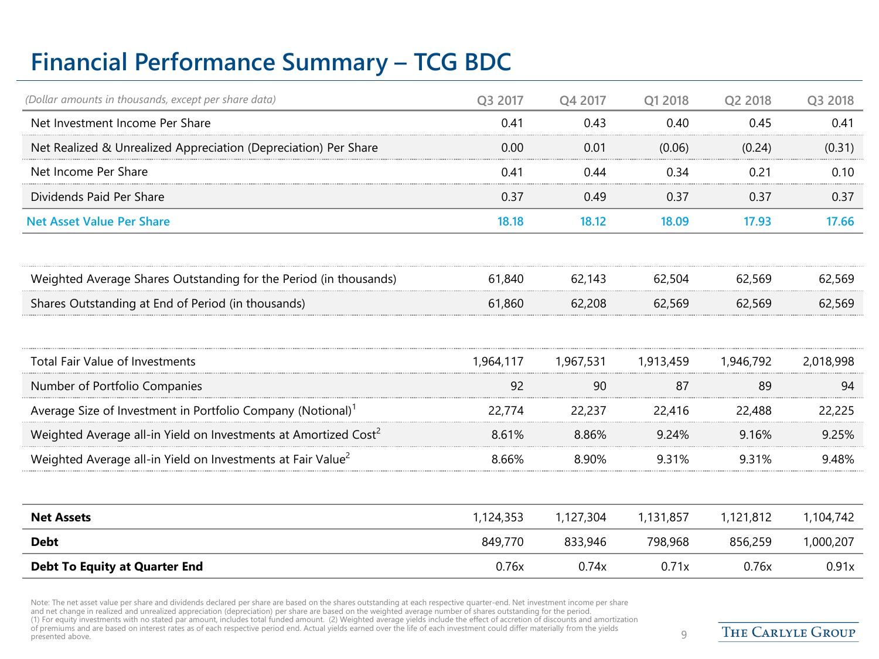# Financial Performance Summary – TCG BDC

| *(Dollar amounts in thousands, except per share data)* | Q3 2017 | Q4 2017 | Q1 2018 | Q2 2018 | Q3 2018 |
|---|---|---|---|---|---|
| Net Investment Income Per Share | 0.41 | 0.43 | 0.40 | 0.45 | 0.41 |
| Net Realized & Unrealized Appreciation (Depreciation) Per Share | 0.00 | 0.01 | (0.06) | (0.24) | (0.31) |
| Net Income Per Share | 0.41 | 0.44 | 0.34 | 0.21 | 0.10 |
| Dividends Paid Per Share | 0.37 | 0.49 | 0.37 | 0.37 | 0.37 |
| **Net Asset Value Per Share** | **18.18** | **18.12** | **18.09** | **17.93** | **17.66** |
| | | | | | |
| Weighted Average Shares Outstanding for the Period (in thousands) | 61,840 | 62,143 | 62,504 | 62,569 | 62,569 |
| Shares Outstanding at End of Period (in thousands) | 61,860 | 62,208 | 62,569 | 62,569 | 62,569 |
| | | | | | |
| Total Fair Value of Investments | 1,964,117 | 1,967,531 | 1,913,459 | 1,946,792 | 2,018,998 |
| Number of Portfolio Companies | 92 | 90 | 87 | 89 | 94 |
| Average Size of Investment in Portfolio Company (Notional)[1] | 22,774 | 22,237 | 22,416 | 22,488 | 22,225 |
| Weighted Average all-in Yield on Investments at Amortized Cost[2] | 8.61% | 8.86% | 9.24% | 9.16% | 9.25% |
| Weighted Average all-in Yield on Investments at Fair Value[2] | 8.66% | 8.90% | 9.31% | 9.31% | 9.48% |
| | | | | | |
| **Net Assets** | 1,124,353 | 1,127,304 | 1,131,857 | 1,121,812 | 1,104,742 |
| **Debt** | 849,770 | 833,946 | 798,968 | 856,259 | 1,000,207 |
| **Debt To Equity at Quarter End** | 0.76x | 0.74x | 0.71x | 0.76x | 0.91x |

Note: The net asset value per share and dividends declared per share are based on the shares outstanding at each respective quarter-end. Net investment income per share and net change in realized and unrealized appreciation (depreciation) per share are based on the weighted average number of shares outstanding for the period.
(1) For equity investments with no stated par amount, includes total funded amount. (2) Weighted average yields include the effect of accretion of discounts and amortization of premiums and are based on interest rates as of each respective period end. Actual yields earned over the life of each investment could differ materially from the yields presented above.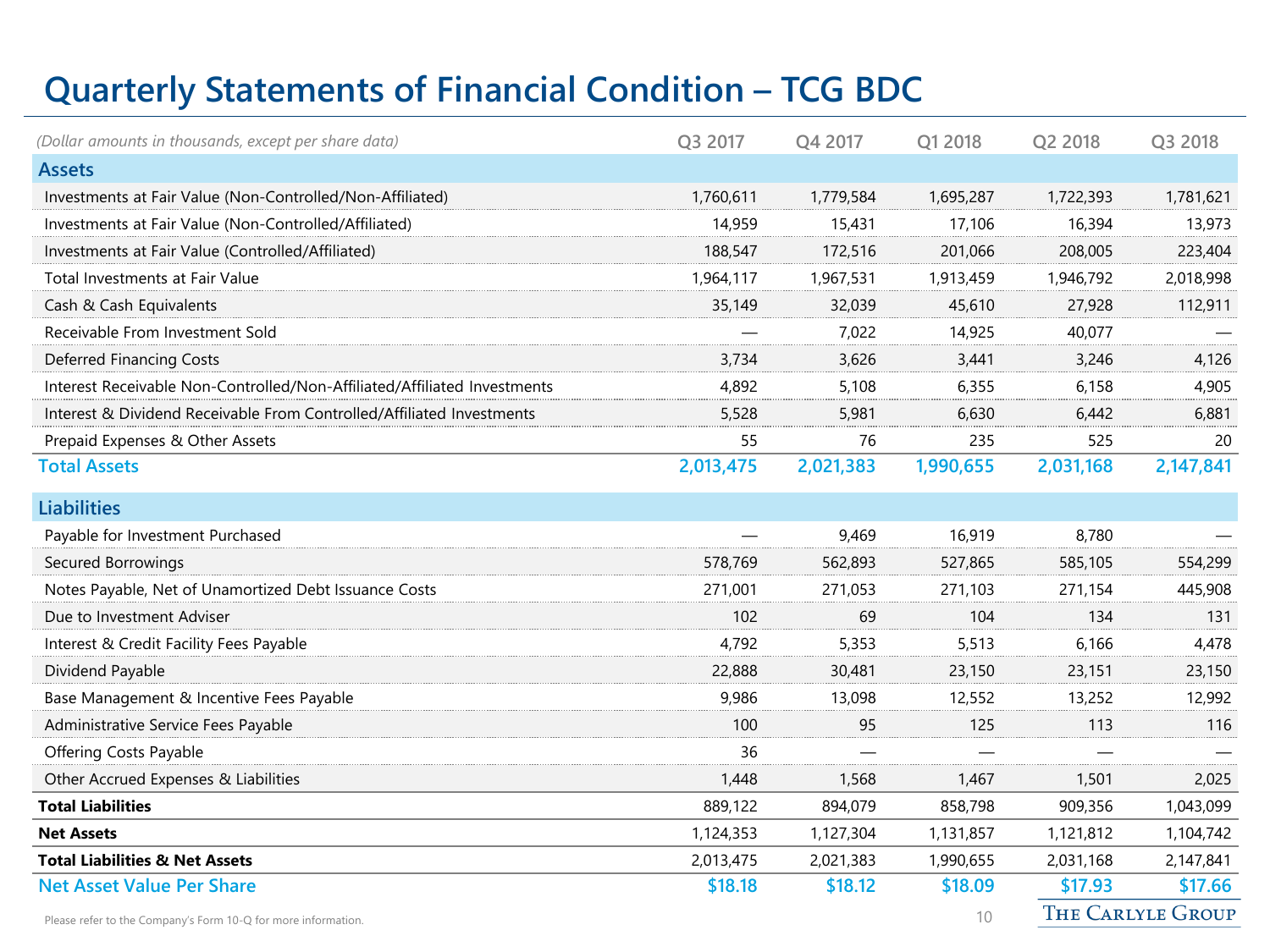# Quarterly Statements of Financial Condition – TCG BDC

| *(Dollar amounts in thousands, except per share data)* | Q3 2017 | Q4 2017 | Q1 2018 | Q2 2018 | Q3 2018 |
|---|---|---|---|---|---|
| **Assets** | | | | | |
| Investments at Fair Value (Non-Controlled/Non-Affiliated) | 1,760,611 | 1,779,584 | 1,695,287 | 1,722,393 | 1,781,621 |
| Investments at Fair Value (Non-Controlled/Affiliated) | 14,959 | 15,431 | 17,106 | 16,394 | 13,973 |
| Investments at Fair Value (Controlled/Affiliated) | 188,547 | 172,516 | 201,066 | 208,005 | 223,404 |
| Total Investments at Fair Value | 1,964,117 | 1,967,531 | 1,913,459 | 1,946,792 | 2,018,998 |
| Cash & Cash Equivalents | 35,149 | 32,039 | 45,610 | 27,928 | 112,911 |
| Receivable From Investment Sold | — | 7,022 | 14,925 | 40,077 | — |
| Deferred Financing Costs | 3,734 | 3,626 | 3,441 | 3,246 | 4,126 |
| Interest Receivable Non-Controlled/Non-Affiliated/Affiliated Investments | 4,892 | 5,108 | 6,355 | 6,158 | 4,905 |
| Interest & Dividend Receivable From Controlled/Affiliated Investments | 5,528 | 5,981 | 6,630 | 6,442 | 6,881 |
| Prepaid Expenses & Other Assets | 55 | 76 | 235 | 525 | 20 |
| **Total Assets** | **2,013,475** | **2,021,383** | **1,990,655** | **2,031,168** | **2,147,841** |
| **Liabilities** | | | | | |
| Payable for Investment Purchased | — | 9,469 | 16,919 | 8,780 | — |
| Secured Borrowings | 578,769 | 562,893 | 527,865 | 585,105 | 554,299 |
| Notes Payable, Net of Unamortized Debt Issuance Costs | 271,001 | 271,053 | 271,103 | 271,154 | 445,908 |
| Due to Investment Adviser | 102 | 69 | 104 | 134 | 131 |
| Interest & Credit Facility Fees Payable | 4,792 | 5,353 | 5,513 | 6,166 | 4,478 |
| Dividend Payable | 22,888 | 30,481 | 23,150 | 23,151 | 23,150 |
| Base Management & Incentive Fees Payable | 9,986 | 13,098 | 12,552 | 13,252 | 12,992 |
| Administrative Service Fees Payable | 100 | 95 | 125 | 113 | 116 |
| Offering Costs Payable | 36 | — | — | — | — |
| Other Accrued Expenses & Liabilities | 1,448 | 1,568 | 1,467 | 1,501 | 2,025 |
| **Total Liabilities** | 889,122 | 894,079 | 858,798 | 909,356 | 1,043,099 |
| **Net Assets** | 1,124,353 | 1,127,304 | 1,131,857 | 1,121,812 | 1,104,742 |
| **Total Liabilities & Net Assets** | 2,013,475 | 2,021,383 | 1,990,655 | 2,031,168 | 2,147,841 |
| **Net Asset Value Per Share** | **$18.18** | **$18.12** | **$18.09** | **$17.93** | **$17.66** |

Please refer to the Company's Form 10-Q for more information.

The Carlyle Group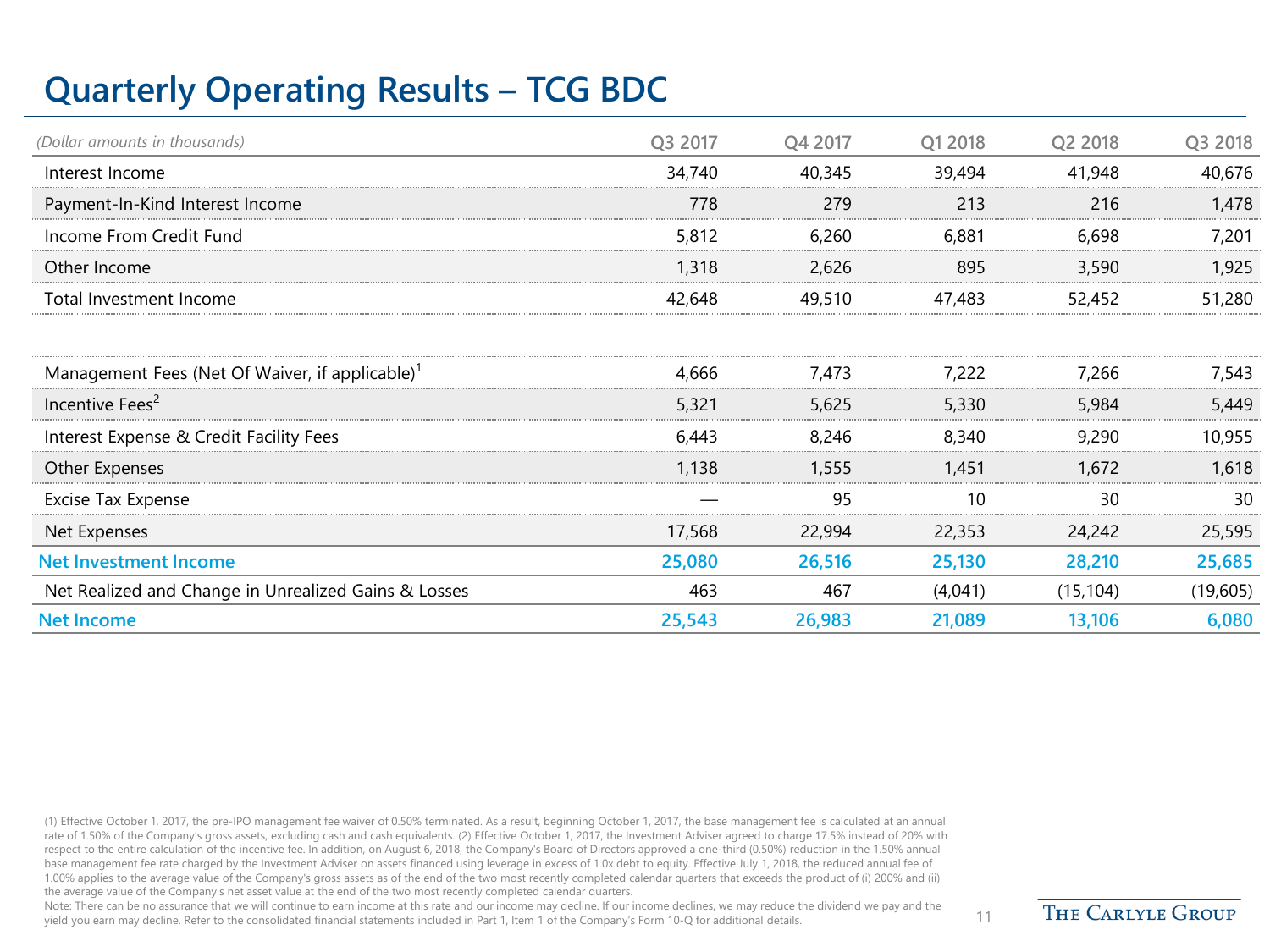# Quarterly Operating Results – TCG BDC

| *(Dollar amounts in thousands)* | Q3 2017 | Q4 2017 | Q1 2018 | Q2 2018 | Q3 2018 |
|---|---|---|---|---|---|
| Interest Income | 34,740 | 40,345 | 39,494 | 41,948 | 40,676 |
| Payment-In-Kind Interest Income | 778 | 279 | 213 | 216 | 1,478 |
| Income From Credit Fund | 5,812 | 6,260 | 6,881 | 6,698 | 7,201 |
| Other Income | 1,318 | 2,626 | 895 | 3,590 | 1,925 |
| Total Investment Income | 42,648 | 49,510 | 47,483 | 52,452 | 51,280 |
| | | | | | |
| Management Fees (Net Of Waiver, if applicable)[1] | 4,666 | 7,473 | 7,222 | 7,266 | 7,543 |
| Incentive Fees[2] | 5,321 | 5,625 | 5,330 | 5,984 | 5,449 |
| Interest Expense & Credit Facility Fees | 6,443 | 8,246 | 8,340 | 9,290 | 10,955 |
| Other Expenses | 1,138 | 1,555 | 1,451 | 1,672 | 1,618 |
| Excise Tax Expense | — | 95 | 10 | 30 | 30 |
| Net Expenses | 17,568 | 22,994 | 22,353 | 24,242 | 25,595 |
| **Net Investment Income** | **25,080** | **26,516** | **25,130** | **28,210** | **25,685** |
| Net Realized and Change in Unrealized Gains & Losses | 463 | 467 | (4,041) | (15,104) | (19,605) |
| **Net Income** | **25,543** | **26,983** | **21,089** | **13,106** | **6,080** |

(1) Effective October 1, 2017, the pre-IPO management fee waiver of 0.50% terminated. As a result, beginning October 1, 2017, the base management fee is calculated at an annual rate of 1.50% of the Company's gross assets, excluding cash and cash equivalents. (2) Effective October 1, 2017, the Investment Adviser agreed to charge 17.5% instead of 20% with respect to the entire calculation of the incentive fee. In addition, on August 6, 2018, the Company's Board of Directors approved a one-third (0.50%) reduction in the 1.50% annual base management fee rate charged by the Investment Adviser on assets financed using leverage in excess of 1.0x debt to equity. Effective July 1, 2018, the reduced annual fee of 1.00% applies to the average value of the Company's gross assets as of the end of the two most recently completed calendar quarters that exceeds the product of (i) 200% and (ii) the average value of the Company's net asset value at the end of the two most recently completed calendar quarters.

Note: There can be no assurance that we will continue to earn income at this rate and our income may decline. If our income declines, we may reduce the dividend we pay and the yield you earn may decline. Refer to the consolidated financial statements included in Part 1, Item 1 of the Company's Form 10-Q for additional details.

The Carlyle Group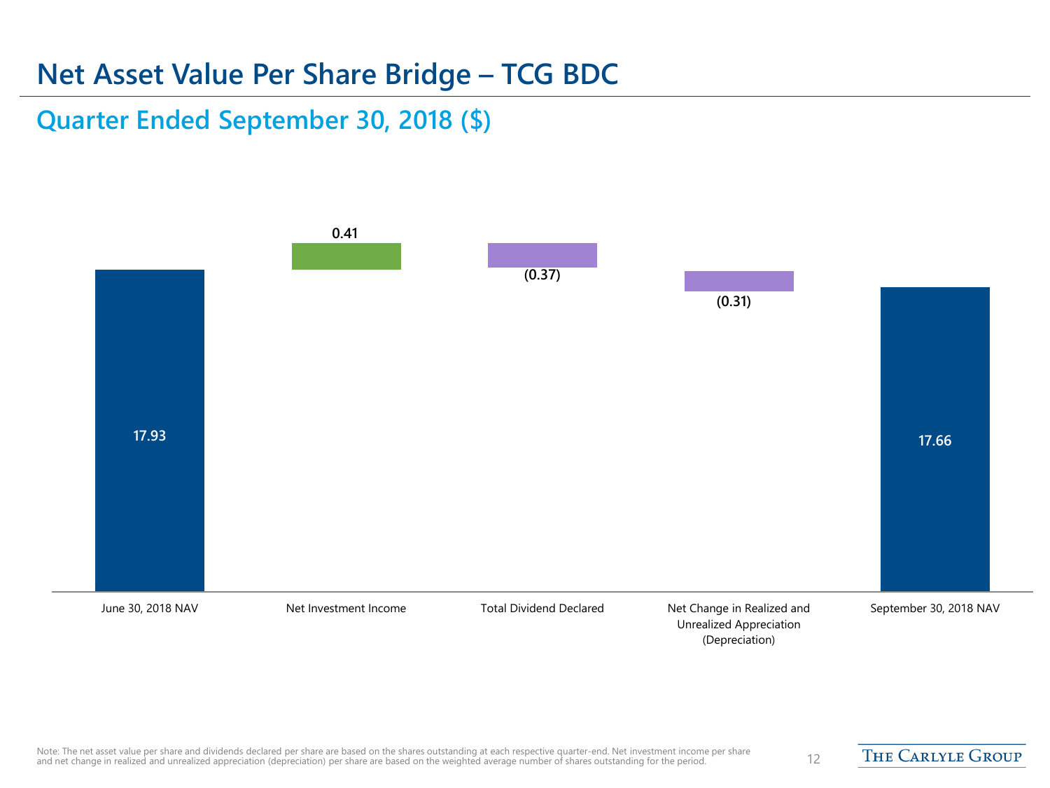# Net Asset Value Per Share Bridge – TCG BDC

## Quarter Ended September 30, 2018 ($)

| June 30, 2018 NAV | Net Investment Income | Total Dividend Declared | Net Change in Realized and Unrealized Appreciation (Depreciation) | September 30, 2018 NAV |
|---|---|---|---|---|
| 17.93 | 0.41 | (0.37) | (0.31) | 17.66 |

Note: The net asset value per share and dividends declared per share are based on the shares outstanding at each respective quarter-end. Net investment income per share and net change in realized and unrealized appreciation (depreciation) per share are based on the weighted average number of shares outstanding for the period.

THE CARLYLE GROUP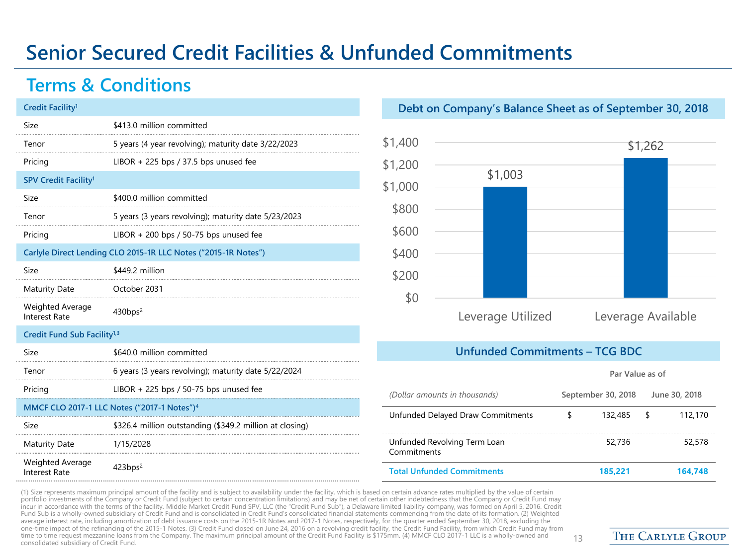# Senior Secured Credit Facilities & Unfunded Commitments

## Terms & Conditions

| Credit Facility[1] | |
|---|---|
| Size | $413.0 million committed |
| Tenor | 5 years (4 year revolving); maturity date 3/22/2023 |
| Pricing | LIBOR + 225 bps / 37.5 bps unused fee |
| **SPV Credit Facility[1]** | |
| Size | $400.0 million committed |
| Tenor | 5 years (3 years revolving); maturity date 5/23/2023 |
| Pricing | LIBOR + 200 bps / 50-75 bps unused fee |
| **Carlyle Direct Lending CLO 2015-1R LLC Notes ("2015-1R Notes")** | |
| Size | $449.2 million |
| Maturity Date | October 2031 |
| Weighted Average Interest Rate | 430bps[2] |
| **Credit Fund Sub Facility[1,3]** | |
| Size | $640.0 million committed |
| Tenor | 6 years (3 years revolving); maturity date 5/22/2024 |
| Pricing | LIBOR + 225 bps / 50-75 bps unused fee |
| **MMCF CLO 2017-1 LLC Notes ("2017-1 Notes")[4]** | |
| Size | $326.4 million outstanding ($349.2 million at closing) |
| Maturity Date | 1/15/2028 |
| Weighted Average Interest Rate | 423bps[2] |

### Debt on Company's Balance Sheet as of September 30, 2018

| | Amount |
|---|---|
| Leverage Utilized | $1,003 |
| Leverage Available | $1,262 |

### Unfunded Commitments – TCG BDC

| | Par Value as of | |
|---|---|---|
| *(Dollar amounts in thousands)* | September 30, 2018 | June 30, 2018 |
| Unfunded Delayed Draw Commitments | $ 132,485 | $ 112,170 |
| Unfunded Revolving Term Loan Commitments | 52,736 | 52,578 |
| **Total Unfunded Commitments** | **185,221** | **164,748** |

(1) Size represents maximum principal amount of the facility and is subject to availability under the facility, which is based on certain advance rates multiplied by the value of certain portfolio investments of the Company or Credit Fund (subject to certain concentration limitations) and may be net of certain other indebtedness that the Company or Credit Fund may incur in accordance with the terms of the facility. Middle Market Credit Fund SPV, LLC (the "Credit Fund Sub"), a Delaware limited liability company, was formed on April 5, 2016. Credit Fund Sub is a wholly-owned subsidiary of Credit Fund and is consolidated in Credit Fund's consolidated financial statements commencing from the date of its formation. (2) Weighted average interest rate, including amortization of debt issuance costs on the 2015-1R Notes and 2017-1 Notes, respectively, for the quarter ended September 30, 2018, excluding the one-time impact of the refinancing of the 2015-1 Notes. (3) Credit Fund closed on June 24, 2016 on a revolving credit facility, the Credit Fund Facility, from which Credit Fund may from time to time request mezzanine loans from the Company. The maximum principal amount of the Credit Fund Facility is $175mm. (4) MMCF CLO 2017-1 LLC is a wholly-owned and consolidated subsidiary of Credit Fund.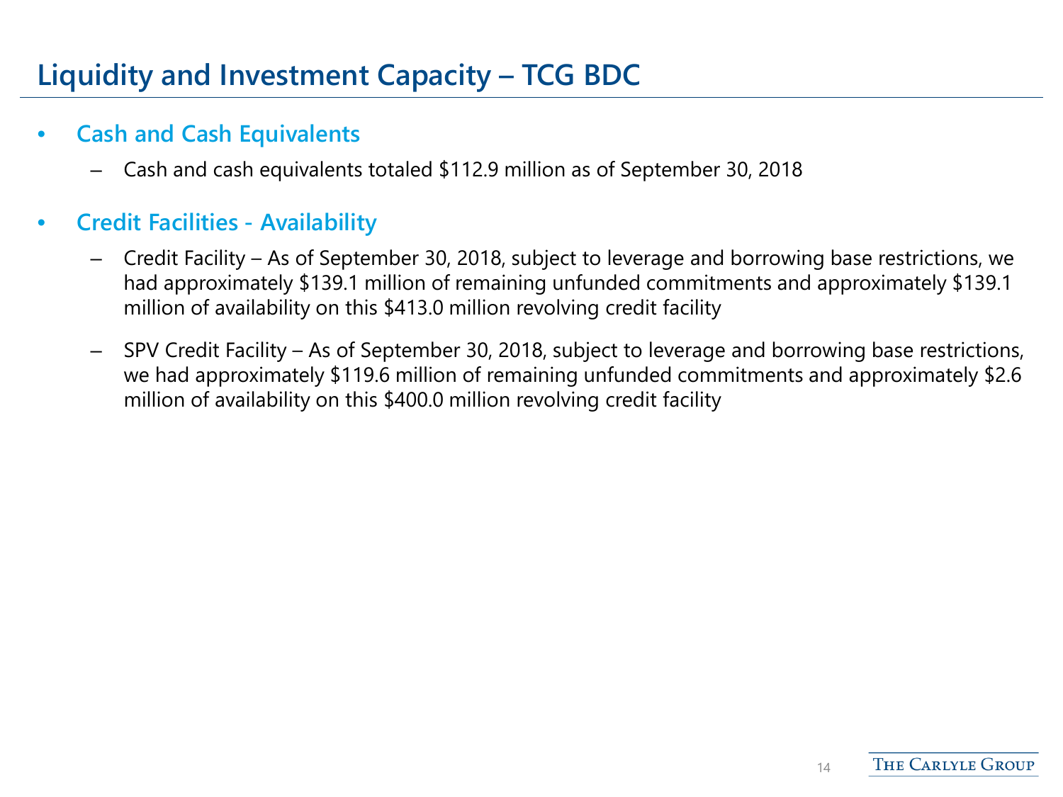# Liquidity and Investment Capacity – TCG BDC

- **Cash and Cash Equivalents**
  - Cash and cash equivalents totaled $112.9 million as of September 30, 2018
- **Credit Facilities - Availability**
  - Credit Facility – As of September 30, 2018, subject to leverage and borrowing base restrictions, we had approximately $139.1 million of remaining unfunded commitments and approximately $139.1 million of availability on this $413.0 million revolving credit facility
  - SPV Credit Facility – As of September 30, 2018, subject to leverage and borrowing base restrictions, we had approximately $119.6 million of remaining unfunded commitments and approximately $2.6 million of availability on this $400.0 million revolving credit facility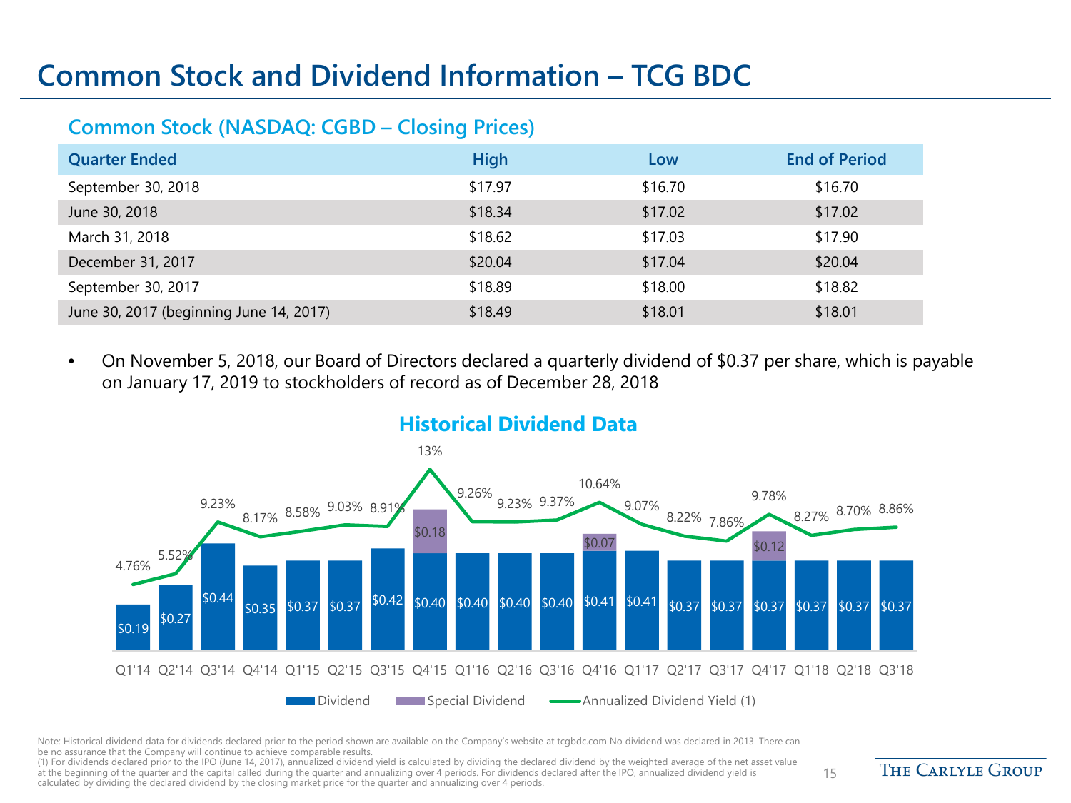# Common Stock and Dividend Information – TCG BDC

## Common Stock (NASDAQ: CGBD – Closing Prices)

| Quarter Ended | High | Low | End of Period |
|---|---|---|---|
| September 30, 2018 | $17.97 | $16.70 | $16.70 |
| June 30, 2018 | $18.34 | $17.02 | $17.02 |
| March 31, 2018 | $18.62 | $17.03 | $17.90 |
| December 31, 2017 | $20.04 | $17.04 | $20.04 |
| September 30, 2017 | $18.89 | $18.00 | $18.82 |
| June 30, 2017 (beginning June 14, 2017) | $18.49 | $18.01 | $18.01 |

- On November 5, 2018, our Board of Directors declared a quarterly dividend of $0.37 per share, which is payable on January 17, 2019 to stockholders of record as of December 28, 2018

## Historical Dividend Data

Q1'14 Q2'14 Q3'14 Q4'14 Q1'15 Q2'15 Q3'15 Q4'15 Q1'16 Q2'16 Q3'16 Q4'16 Q1'17 Q2'17 Q3'17 Q4'17 Q1'18 Q2'18 Q3'18

Dividend: $0.19 $0.27 $0.44 $0.35 $0.37 $0.37 $0.42 $0.40 $0.40 $0.40 $0.40 $0.41 $0.41 $0.37 $0.37 $0.37 $0.37 $0.37 $0.37

Special Dividend: $0.18 $0.07 $0.12

Annualized Dividend Yield (1): 4.76% 5.52% 9.23% 8.17% 8.58% 9.03% 8.91% 13% 9.26% 9.23% 9.37% 10.64% 9.07% 8.22% 7.86% 9.78% 8.27% 8.70% 8.86%

Note: Historical dividend data for dividends declared prior to the period shown are available on the Company's website at tcgbdc.com No dividend was declared in 2013. There can be no assurance that the Company will continue to achieve comparable results.

(1) For dividends declared prior to the IPO (June 14, 2017), annualized dividend yield is calculated by dividing the declared dividend by the weighted average of the net asset value at the beginning of the quarter and the capital called during the quarter and annualizing over 4 periods. For dividends declared after the IPO, annualized dividend yield is calculated by dividing the declared dividend by the closing market price for the quarter and annualizing over 4 periods.

THE CARLYLE GROUP